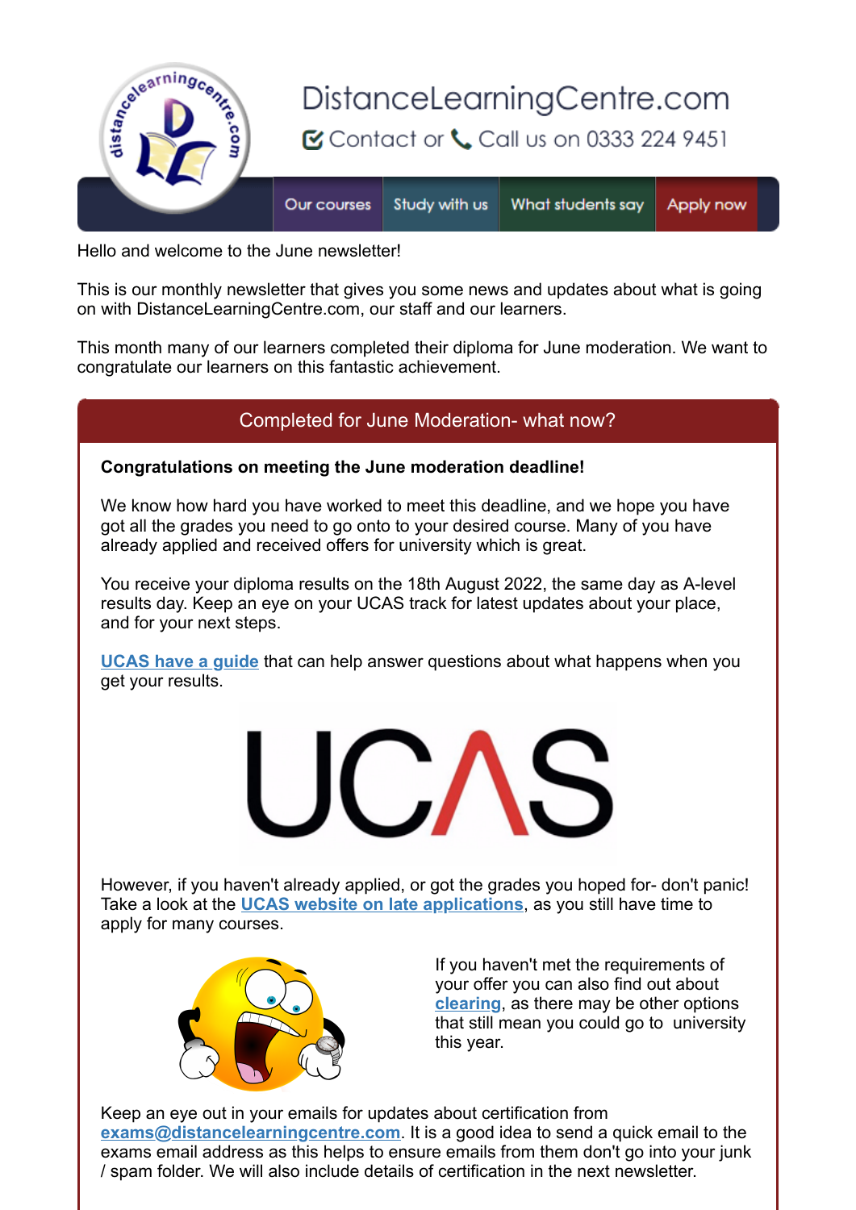DistanceLearningCentre.com

Contact or Call us on 0333 224 9451

Our courses | Study with us | What students say | Apply now

Hello and welcome to the June newsletter!

This is our monthly newsletter that gives you some news and updates about what is going on with DistanceLearningCentre.com, our staff and our learners.

This month many of our learners completed their diploma for June moderation. We want to congratulate our learners on this fantastic achievement.

## Completed for June Moderation- what now?

**Congratulations on meeting the June moderation deadline!**

We know how hard you have worked to meet this deadline, and we hope you have got all the grades you need to go onto to your desired course. Many of you have already applied and received offers for university which is great.

You receive your diploma results on the 18th August 2022, the same day as A-level results day. Keep an eye on your UCAS track for latest updates about your place, and for your next steps.

UCAS have a guide that can help answer questions about what happens when you get your results.

However, if you haven't already applied, or got the grades you hoped for- don't panic! Take a look at the UCAS website on late applications, as you still have time to apply for many courses.

If you haven't met the requirements of your offer you can also find out about clearing, as there may be other options that still mean you could go to university this year.

Keep an eye out in your emails for updates about certification from exams@distancelearningcentre.com. It is a good idea to send a quick email to the exams email address as this helps to ensure emails from them don't go into your junk / spam folder. We will also include details of certification in the next newsletter.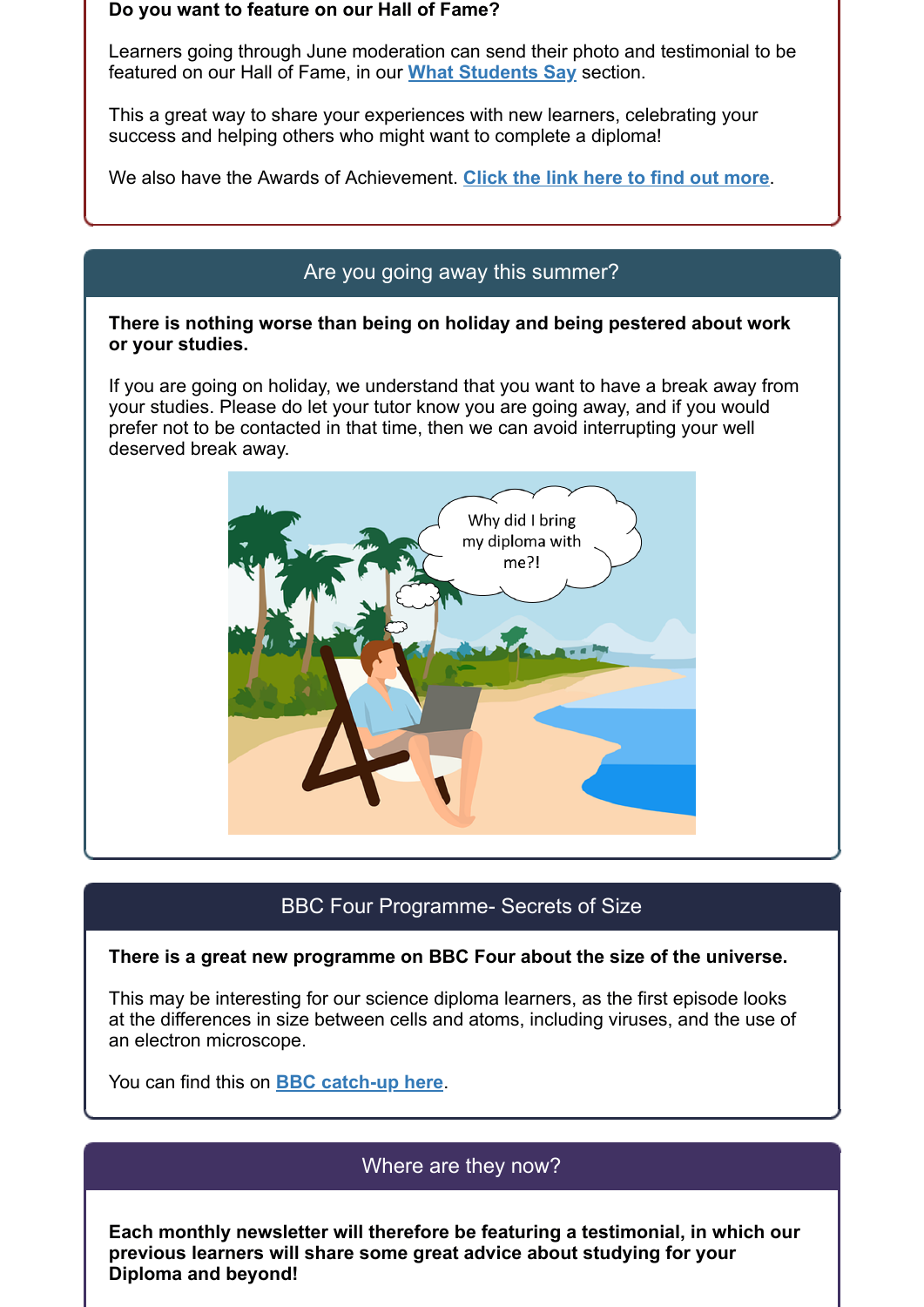**Do you want to feature on our Hall of Fame?**

Learners going through June moderation can send their photo and testimonial to be featured on our Hall of Fame, in our **What Students Say** section.

This a great way to share your experiences with new learners, celebrating your success and helping others who might want to complete a diploma!

We also have the Awards of Achievement. **Click the link here to find out more**.

## Are you going away this summer?

**There is nothing worse than being on holiday and being pestered about work or your studies.**

If you are going on holiday, we understand that you want to have a break away from your studies. Please do let your tutor know you are going away, and if you would prefer not to be contacted in that time, then we can avoid interrupting your well deserved break away.

## BBC Four Programme- Secrets of Size

**There is a great new programme on BBC Four about the size of the universe.**

This may be interesting for our science diploma learners, as the first episode looks at the differences in size between cells and atoms, including viruses, and the use of an electron microscope.

You can find this on **BBC catch-up here**.

## Where are they now?

**Each monthly newsletter will therefore be featuring a testimonial, in which our previous learners will share some great advice about studying for your Diploma and beyond!**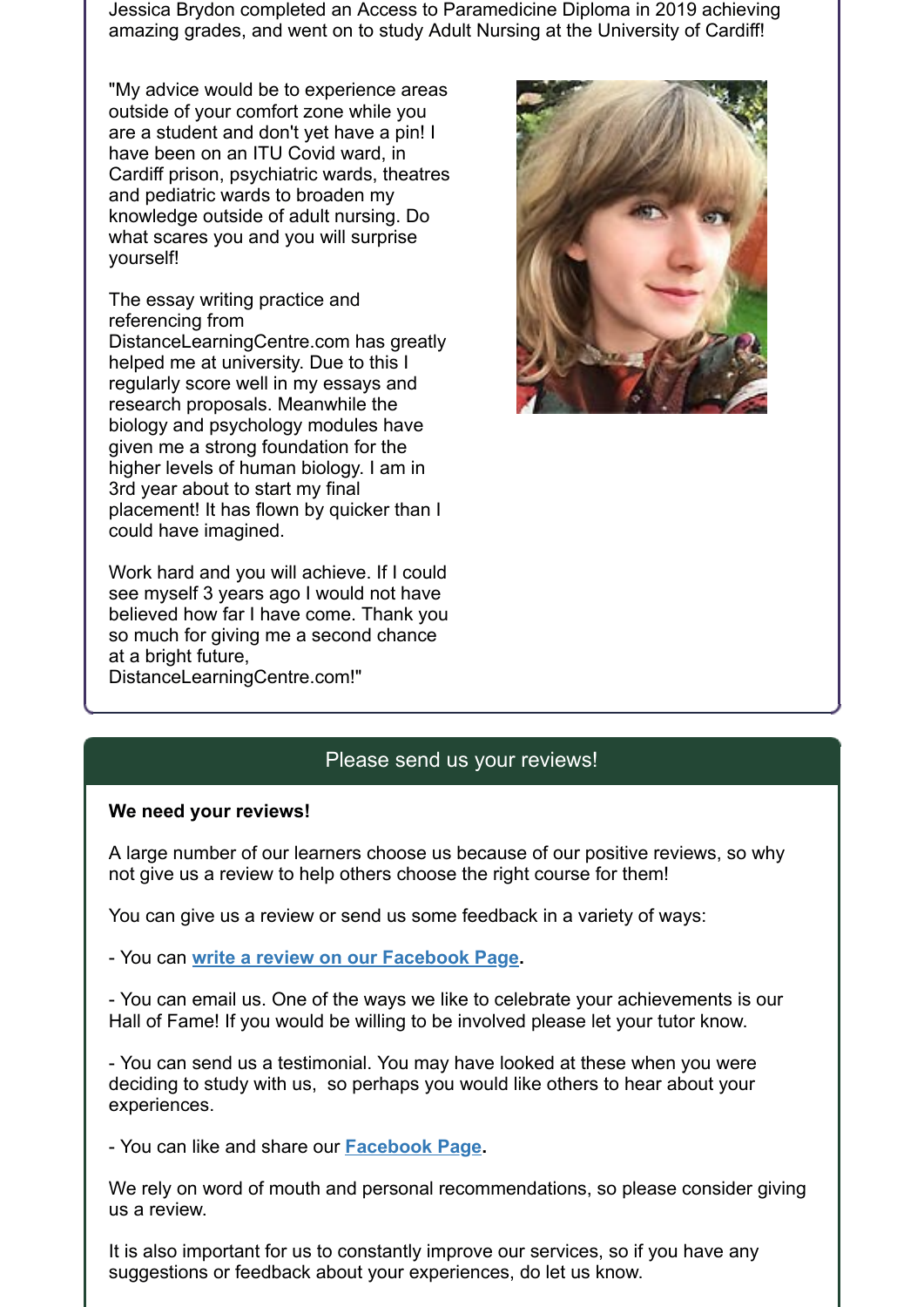Jessica Brydon completed an Access to Paramedicine Diploma in 2019 achieving amazing grades, and went on to study Adult Nursing at the University of Cardiff!

"My advice would be to experience areas outside of your comfort zone while you are a student and don't yet have a pin! I have been on an ITU Covid ward, in Cardiff prison, psychiatric wards, theatres and pediatric wards to broaden my knowledge outside of adult nursing. Do what scares you and you will surprise yourself!

The essay writing practice and referencing from DistanceLearningCentre.com has greatly helped me at university. Due to this I regularly score well in my essays and research proposals. Meanwhile the biology and psychology modules have given me a strong foundation for the higher levels of human biology. I am in 3rd year about to start my final placement! It has flown by quicker than I could have imagined.

Work hard and you will achieve. If I could see myself 3 years ago I would not have believed how far I have come. Thank you so much for giving me a second chance at a bright future, DistanceLearningCentre.com!"

## Please send us your reviews!

**We need your reviews!**

A large number of our learners choose us because of our positive reviews, so why not give us a review to help others choose the right course for them!

You can give us a review or send us some feedback in a variety of ways:

- You can **write a review on our Facebook Page**.

- You can email us. One of the ways we like to celebrate your achievements is our Hall of Fame! If you would be willing to be involved please let your tutor know.

- You can send us a testimonial. You may have looked at these when you were deciding to study with us, so perhaps you would like others to hear about your experiences.

- You can like and share our **Facebook Page**.

We rely on word of mouth and personal recommendations, so please consider giving us a review.

It is also important for us to constantly improve our services, so if you have any suggestions or feedback about your experiences, do let us know.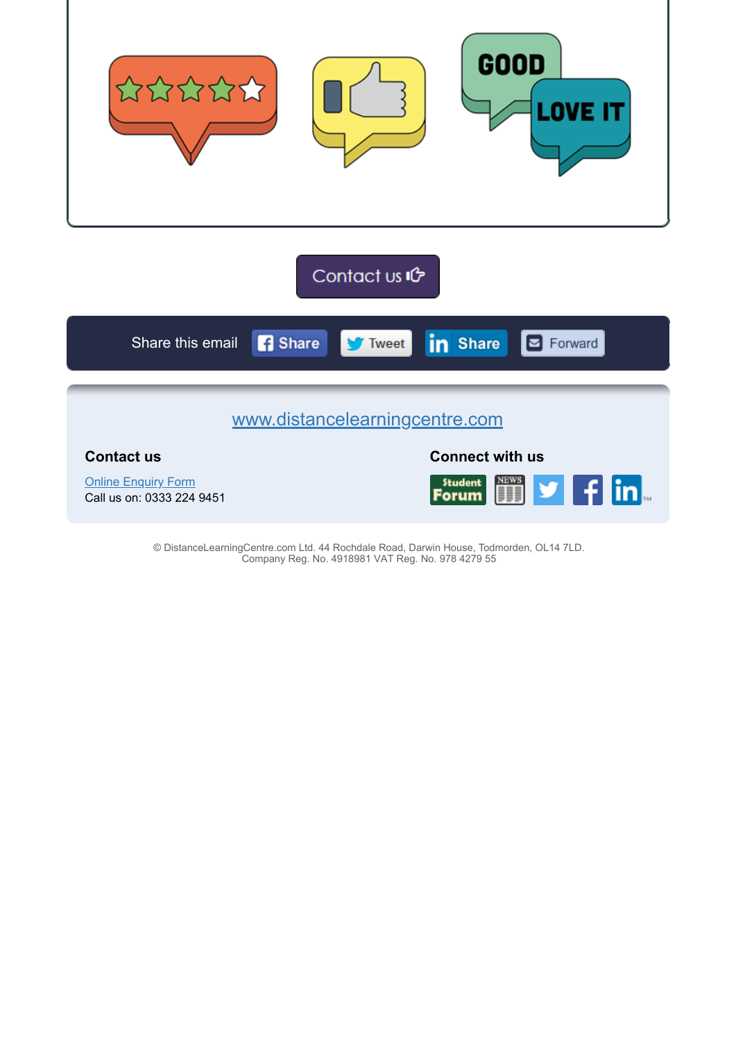Contact us

Share this email Share Tweet Share Forward

www.distancelearningcentre.com

**Contact us**

Online Enquiry Form
Call us on: 0333 224 9451

**Connect with us**

© DistanceLearningCentre.com Ltd. 44 Rochdale Road, Darwin House, Todmorden, OL14 7LD.
Company Reg. No. 4918981 VAT Reg. No. 978 4279 55